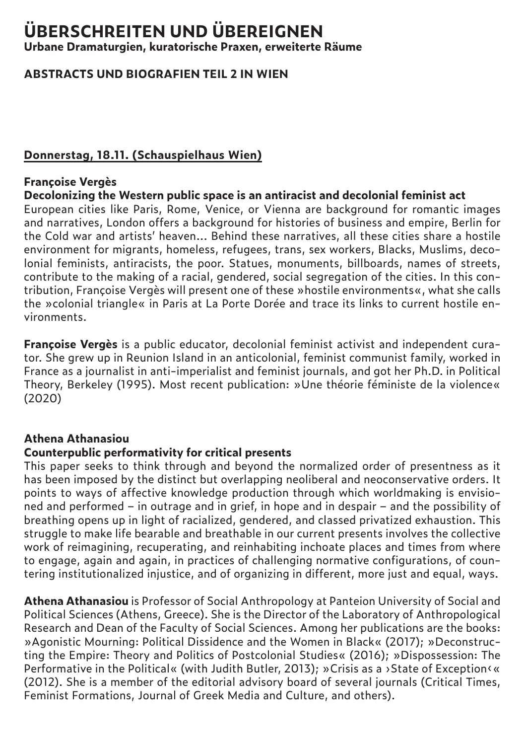# ÜBERSCHREITEN UND ÜBEREIGNEN

**Urbane Dramaturgien, kuratorische Praxen, erweiterte Räume**

## ABSTRACTS UND BIOGRAFIEN TEIL 2 IN WIEN

### Donnerstag, 18.11. (Schauspielhaus Wien)

**Françoise Vergès**

**Decolonizing the Western public space is an antiracist and decolonial feminist act**

European cities like Paris, Rome, Venice, or Vienna are background for romantic images and narratives, London offers a background for histories of business and empire, Berlin for the Cold war and artists' heaven... Behind these narratives, all these cities share a hostile environment for migrants, homeless, refugees, trans, sex workers, Blacks, Muslims, decolonial feminists, antiracists, the poor. Statues, monuments, billboards, names of streets, contribute to the making of a racial, gendered, social segregation of the cities. In this contribution, Françoise Vergès will present one of these »hostile environments«, what she calls the »colonial triangle« in Paris at La Porte Dorée and trace its links to current hostile environments.

**Françoise Vergès** is a public educator, decolonial feminist activist and independent curator. She grew up in Reunion Island in an anticolonial, feminist communist family, worked in France as a journalist in anti-imperialist and feminist journals, and got her Ph.D. in Political Theory, Berkeley (1995). Most recent publication: »Une théorie féministe de la violence« (2020)

**Athena Athanasiou**

**Counterpublic performativity for critical presents**

This paper seeks to think through and beyond the normalized order of presentness as it has been imposed by the distinct but overlapping neoliberal and neoconservative orders. It points to ways of affective knowledge production through which worldmaking is envisioned and performed – in outrage and in grief, in hope and in despair – and the possibility of breathing opens up in light of racialized, gendered, and classed privatized exhaustion. This struggle to make life bearable and breathable in our current presents involves the collective work of reimagining, recuperating, and reinhabiting inchoate places and times from where to engage, again and again, in practices of challenging normative configurations, of countering institutionalized injustice, and of organizing in different, more just and equal, ways.

**Athena Athanasiou** is Professor of Social Anthropology at Panteion University of Social and Political Sciences (Athens, Greece). She is the Director of the Laboratory of Anthropological Research and Dean of the Faculty of Social Sciences. Among her publications are the books: »Agonistic Mourning: Political Dissidence and the Women in Black« (2017); »Deconstructing the Empire: Theory and Politics of Postcolonial Studies« (2016); »Dispossession: The Performative in the Political« (with Judith Butler, 2013); »Crisis as a ›State of Exception‹« (2012). She is a member of the editorial advisory board of several journals (Critical Times, Feminist Formations, Journal of Greek Media and Culture, and others).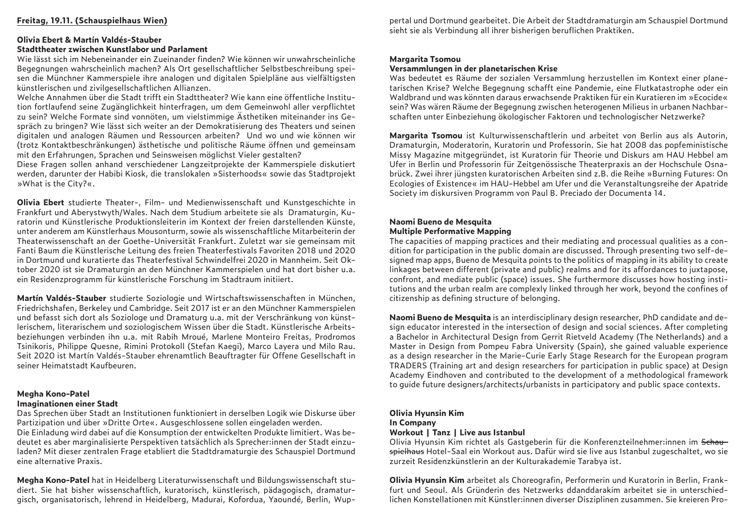**Freitag, 19.11. (Schauspielhaus Wien)**

### Olivia Ebert & Martín Valdés-Stauber
### Stadttheater zwischen Kunstlabor und Parlament

Wie lässt sich im Nebeneinander ein Zueinander finden? Wie können wir unwahrscheinliche Begegnungen wahrscheinlich machen? Als Ort gesellschaftlicher Selbstbeschreibung speisen die Münchner Kammerspiele ihre analogen und digitalen Spielpläne aus vielfältigsten künstlerischen und zivilgesellschaftlichen Allianzen.
Welche Annahmen über die Stadt trifft ein Stadttheater? Wie kann eine öffentliche Institution fortlaufend seine Zugänglichkeit hinterfragen, um dem Gemeinwohl aller verpflichtet zu sein? Welche Formate sind vonnöten, um vielstimmige Ästhetiken miteinander ins Gespräch zu bringen? Wie lässt sich weiter an der Demokratisierung des Theaters und seinen digitalen und analogen Räumen und Ressourcen arbeiten? Und wo und wie können wir (trotz Kontaktbeschränkungen) ästhetische und politische Räume öffnen und gemeinsam mit den Erfahrungen, Sprachen und Seinsweisen möglichst Vieler gestalten?
Diese Fragen sollen anhand verschiedener Langzeitprojekte der Kammerspiele diskutiert werden, darunter der Habibi Kiosk, die translokalen »Sisterhoods« sowie das Stadtprojekt »What is the City?«.

**Olivia Ebert** studierte Theater-, Film- und Medienwissenschaft und Kunstgeschichte in Frankfurt und Aberystwyth/Wales. Nach dem Studium arbeitete sie als Dramaturgin, Kuratorin und Künstlerische Produktionsleiterin im Kontext der freien darstellenden Künste, unter anderem am Künstlerhaus Mousonturm, sowie als wissenschaftliche Mitarbeiterin der Theaterwissenschaft an der Goethe-Universität Frankfurt. Zuletzt war sie gemeinsam mit Fanti Baum die Künstlerische Leitung des freien Theaterfestivals Favoriten 2018 und 2020 in Dortmund und kuratierte das Theaterfestival Schwindelfrei 2020 in Mannheim. Seit Oktober 2020 ist sie Dramaturgin an den Münchner Kammerspielen und hat dort bisher u.a. ein Residenzprogramm für künstlerische Forschung im Stadtraum initiiert.

**Martín Valdés-Stauber** studierte Soziologie und Wirtschaftswissenschaften in München, Friedrichshafen, Berkeley und Cambridge. Seit 2017 ist er an den Münchner Kammerspielen und befasst sich dort als Soziologe und Dramaturg u.a. mit der Verschränkung von künstlerischem, literarischem und soziologischem Wissen über die Stadt. Künstlerische Arbeitsbeziehungen verbinden ihn u.a. mit Rabih Mroué, Marlene Monteiro Freitas, Prodromos Tsinikoris, Philippe Quesne, Rimini Protokoll (Stefan Kaegi), Marco Layera und Milo Rau. Seit 2020 ist Martín Valdés-Stauber ehrenamtlich Beauftragter für Offene Gesellschaft in seiner Heimatstadt Kaufbeuren.

### Megha Kono-Patel
### Imaginationen einer Stadt

Das Sprechen über Stadt an Institutionen funktioniert in derselben Logik wie Diskurse über Partizipation und über »Dritte Orte«. Ausgeschlossene sollen eingeladen werden.
Die Einladung wird dabei auf die Konsumption der entwickelten Produkte limitiert. Was bedeutet es aber marginalisierte Perspektiven tatsächlich als Sprecher:innen der Stadt einzuladen? Mit dieser zentralen Frage etabliert die Stadtdramaturgie des Schauspiel Dortmund eine alternative Praxis.

**Megha Kono-Patel** hat in Heidelberg Literaturwissenschaft und Bildungswissenschaft studiert. Sie hat bisher wissenschaftlich, kuratorisch, künstlerisch, pädagogisch, dramaturgisch, organisatorisch, lehrend in Heidelberg, Madurai, Kofordua, Yaoundé, Berlin, Wuppertal und Dortmund gearbeitet. Die Arbeit der Stadtdramaturgin am Schauspiel Dortmund sieht sie als Verbindung all ihrer bisherigen beruflichen Praktiken.

### Margarita Tsomou
### Versammlungen in der planetarischen Krise

Was bedeutet es Räume der sozialen Versammlung herzustellen im Kontext einer planetarischen Krise? Welche Begegnung schafft eine Pandemie, eine Flutkatastrophe oder ein Waldbrand und was könnten daraus erwachsende Praktiken für ein Kuratieren im »Ecocide« sein? Was wären Räume der Begegnung zwischen heterogenen Milieus in urbanen Nachbarschaften unter Einbeziehung ökologischer Faktoren und technologischer Netzwerke?

**Margarita Tsomou** ist Kulturwissenschaftlerin und arbeitet von Berlin aus als Autorin, Dramaturgin, Moderatorin, Kuratorin und Professorin. Sie hat 2008 das popfeministische Missy Magazine mitgegründet, ist Kuratorin für Theorie und Diskurs am HAU Hebbel am Ufer in Berlin und Professorin für Zeitgenössische Theaterpraxis an der Hochschule Osnabrück. Zwei ihrer jüngsten kuratorischen Arbeiten sind z.B. die Reihe »Burning Futures: On Ecologies of Existence« im HAU-Hebbel am Ufer und die Veranstaltungsreihe der Apatride Society im diskursiven Programm von Paul B. Preciado der Documenta 14.

### Naomi Bueno de Mesquita
### Multiple Performative Mapping

The capacities of mapping practices and their mediating and processual qualities as a condition for participation in the public domain are discussed. Through presenting two self-designed map apps, Bueno de Mesquita points to the politics of mapping in its ability to create linkages between different (private and public) realms and for its affordances to juxtapose, confront, and mediate public (space) issues. She furthermore discusses how hosting institutions and the urban realm are complexly linked through her work, beyond the confines of citizenship as defining structure of belonging.

**Naomi Bueno de Mesquita** is an interdisciplinary design researcher, PhD candidate and design educator interested in the intersection of design and social sciences. After completing a Bachelor in Architectural Design from Gerrit Rietveld Academy (The Netherlands) and a Master in Design from Pompeu Fabra University (Spain), she gained valuable experience as a design researcher in the Marie-Curie Early Stage Research for the European program TRADERS (Training art and design researchers for participation in public space) at Design Academy Eindhoven and contributed to the development of a methodological framework to guide future designers/architects/urbanists in participatory and public space contexts.

### Olivia Hyunsin Kim
### In Company
### Workout | Tanz | Live aus Istanbul

Olivia Hyunsin Kim richtet als Gastgeberin für die Konferenzteilnehmer:innen im ~~Schauspielhaus~~ Hotel-Saal ein Workout aus. Dafür wird sie live aus Istanbul zugeschaltet, wo sie zurzeit Residenzkünstlerin an der Kulturakademie Tarabya ist.

**Olivia Hyunsin Kim** arbeitet als Choreografin, Performerin und Kuratorin in Berlin, Frankfurt und Seoul. Als Gründerin des Netzwerks ddanddarakim arbeitet sie in unterschiedlichen Konstellationen mit Künstler:innen diverser Disziplinen zusammen. Sie kreieren Pro-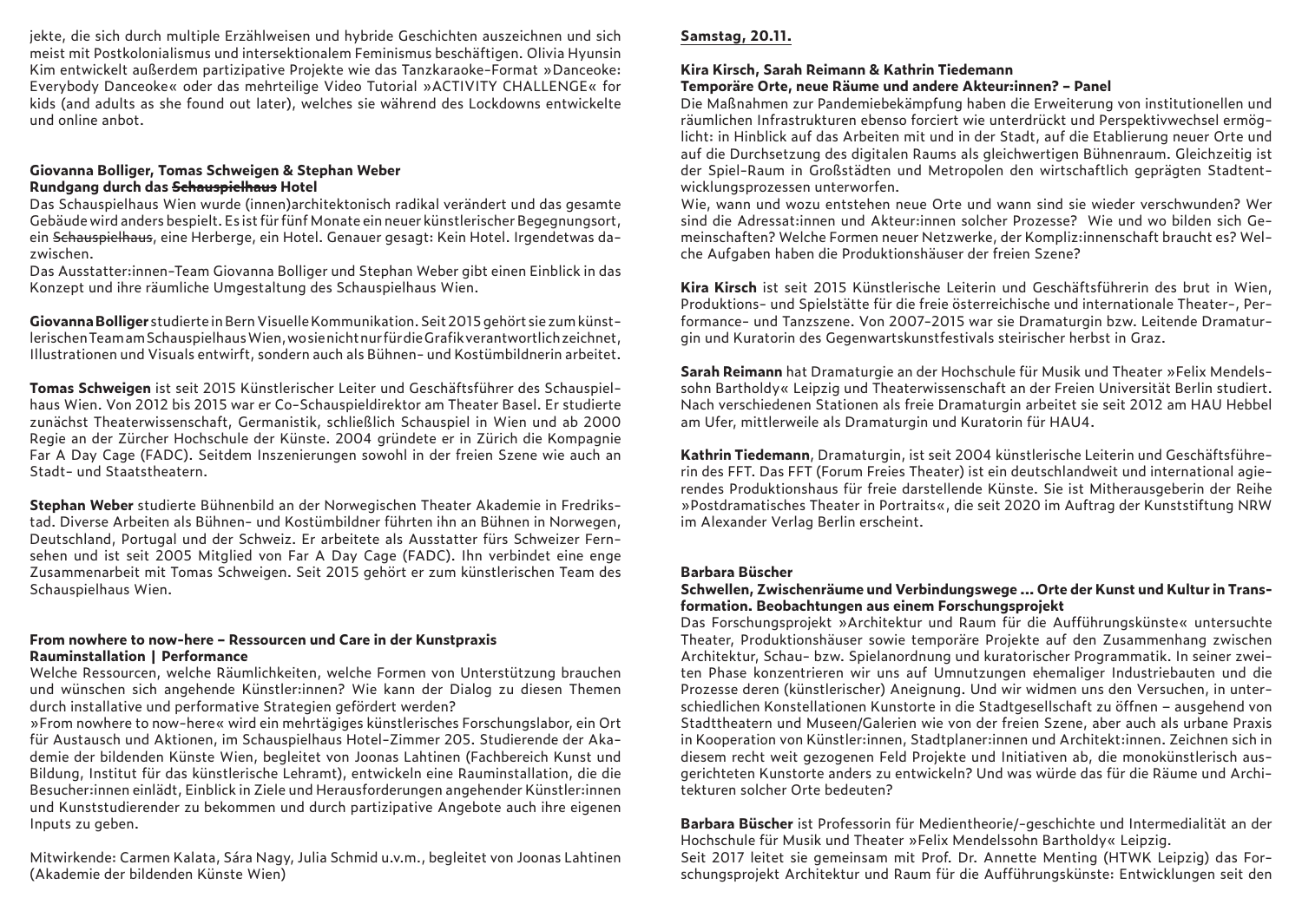jekte, die sich durch multiple Erzählweisen und hybride Geschichten auszeichnen und sich meist mit Postkolonialismus und intersektionalem Feminismus beschäftigen. Olivia Hyunsin Kim entwickelt außerdem partizipative Projekte wie das Tanzkaraoke-Format »Danceoke: Everybody Danceoke« oder das mehrteilige Video Tutorial »ACTIVITY CHALLENGE« for kids (and adults as she found out later), welches sie während des Lockdowns entwickelte und online anbot.

**Giovanna Bolliger, Tomas Schweigen & Stephan Weber**
**Rundgang durch das ~~Schauspielhaus~~ Hotel**

Das Schauspielhaus Wien wurde (innen)architektonisch radikal verändert und das gesamte Gebäude wird anders bespielt. Es ist für fünf Monate ein neuer künstlerischer Begegnungsort, ein ~~Schauspielhaus~~, eine Herberge, ein Hotel. Genauer gesagt: Kein Hotel. Irgendetwas dazwischen.

Das Ausstatter:innen-Team Giovanna Bolliger und Stephan Weber gibt einen Einblick in das Konzept und ihre räumliche Umgestaltung des Schauspielhaus Wien.

**Giovanna Bolliger** studierte in Bern Visuelle Kommunikation. Seit 2015 gehört sie zum künstlerischen Team am Schauspielhaus Wien, wo sie nicht nur für die Grafik verantwortlich zeichnet, Illustrationen und Visuals entwirft, sondern auch als Bühnen- und Kostümbildnerin arbeitet.

**Tomas Schweigen** ist seit 2015 Künstlerischer Leiter und Geschäftsführer des Schauspielhaus Wien. Von 2012 bis 2015 war er Co-Schauspieldirektor am Theater Basel. Er studierte zunächst Theaterwissenschaft, Germanistik, schließlich Schauspiel in Wien und ab 2000 Regie an der Zürcher Hochschule der Künste. 2004 gründete er in Zürich die Kompagnie Far A Day Cage (FADC). Seitdem Inszenierungen sowohl in der freien Szene wie auch an Stadt- und Staatstheatern.

**Stephan Weber** studierte Bühnenbild an der Norwegischen Theater Akademie in Fredrikstad. Diverse Arbeiten als Bühnen- und Kostümbildner führten ihn an Bühnen in Norwegen, Deutschland, Portugal und der Schweiz. Er arbeitete als Ausstatter fürs Schweizer Fernsehen und ist seit 2005 Mitglied von Far A Day Cage (FADC). Ihn verbindet eine enge Zusammenarbeit mit Tomas Schweigen. Seit 2015 gehört er zum künstlerischen Team des Schauspielhaus Wien.

**From nowhere to now-here – Ressourcen und Care in der Kunstpraxis**
**Rauminstallation | Performance**

Welche Ressourcen, welche Räumlichkeiten, welche Formen von Unterstützung brauchen und wünschen sich angehende Künstler:innen? Wie kann der Dialog zu diesen Themen durch installative und performative Strategien gefördert werden?

»From nowhere to now-here« wird ein mehrtägiges künstlerisches Forschungslabor, ein Ort für Austausch und Aktionen, im Schauspielhaus Hotel-Zimmer 205. Studierende der Akademie der bildenden Künste Wien, begleitet von Joonas Lahtinen (Fachbereich Kunst und Bildung, Institut für das künstlerische Lehramt), entwickeln eine Rauminstallation, die die Besucher:innen einlädt, Einblick in Ziele und Herausforderungen angehender Künstler:innen und Kunststudierender zu bekommen und durch partizipative Angebote auch ihre eigenen Inputs zu geben.

Mitwirkende: Carmen Kalata, Sára Nagy, Julia Schmid u.v.m., begleitet von Joonas Lahtinen (Akademie der bildenden Künste Wien)

## Samstag, 20.11.

**Kira Kirsch, Sarah Reimann & Kathrin Tiedemann**
**Temporäre Orte, neue Räume und andere Akteur:innen? – Panel**

Die Maßnahmen zur Pandemiebekämpfung haben die Erweiterung von institutionellen und räumlichen Infrastrukturen ebenso forciert wie unterdrückt und Perspektivwechsel ermöglicht: in Hinblick auf das Arbeiten mit und in der Stadt, auf die Etablierung neuer Orte und auf die Durchsetzung des digitalen Raums als gleichwertigen Bühnenraum. Gleichzeitig ist der Spiel-Raum in Großstädten und Metropolen den wirtschaftlich geprägten Stadtentwicklungsprozessen unterworfen.

Wie, wann und wozu entstehen neue Orte und wann sind sie wieder verschwunden? Wer sind die Adressat:innen und Akteur:innen solcher Prozesse? Wie und wo bilden sich Gemeinschaften? Welche Formen neuer Netzwerke, der Kompliz:innenschaft braucht es? Welche Aufgaben haben die Produktionshäuser der freien Szene?

**Kira Kirsch** ist seit 2015 Künstlerische Leiterin und Geschäftsführerin des brut in Wien, Produktions- und Spielstätte für die freie österreichische und internationale Theater-, Performance- und Tanzszene. Von 2007–2015 war sie Dramaturgin bzw. Leitende Dramaturgin und Kuratorin des Gegenwartskunstfestivals steirischer herbst in Graz.

**Sarah Reimann** hat Dramaturgie an der Hochschule für Musik und Theater »Felix Mendelssohn Bartholdy« Leipzig und Theaterwissenschaft an der Freien Universität Berlin studiert. Nach verschiedenen Stationen als freie Dramaturgin arbeitet sie seit 2012 am HAU Hebbel am Ufer, mittlerweile als Dramaturgin und Kuratorin für HAU4.

**Kathrin Tiedemann**, Dramaturgin, ist seit 2004 künstlerische Leiterin und Geschäftsführerin des FFT. Das FFT (Forum Freies Theater) ist ein deutschlandweit und international agierendes Produktionshaus für freie darstellende Künste. Sie ist Mitherausgeberin der Reihe »Postdramatisches Theater in Portraits«, die seit 2020 im Auftrag der Kunststiftung NRW im Alexander Verlag Berlin erscheint.

**Barbara Büscher**
**Schwellen, Zwischenräume und Verbindungswege ... Orte der Kunst und Kultur in Transformation. Beobachtungen aus einem Forschungsprojekt**

Das Forschungsprojekt »Architektur und Raum für die Aufführungskünste« untersuchte Theater, Produktionshäuser sowie temporäre Projekte auf den Zusammenhang zwischen Architektur, Schau- bzw. Spielanordnung und kuratorischer Programmatik. In seiner zweiten Phase konzentrieren wir uns auf Umnutzungen ehemaliger Industriebauten und die Prozesse deren (künstlerischer) Aneignung. Und wir widmen uns den Versuchen, in unterschiedlichen Konstellationen Kunstorte in die Stadtgesellschaft zu öffnen – ausgehend von Stadttheatern und Museen/Galerien wie von der freien Szene, aber auch als urbane Praxis in Kooperation von Künstler:innen, Stadtplaner:innen und Architekt:innen. Zeichnen sich in diesem recht weit gezogenen Feld Projekte und Initiativen ab, die monokünstlerisch ausgerichteten Kunstorte anders zu entwickeln? Und was würde das für die Räume und Architekturen solcher Orte bedeuten?

**Barbara Büscher** ist Professorin für Medientheorie/-geschichte und Intermedialität an der Hochschule für Musik und Theater »Felix Mendelssohn Bartholdy« Leipzig.
Seit 2017 leitet sie gemeinsam mit Prof. Dr. Annette Menting (HTWK Leipzig) das Forschungsprojekt Architektur und Raum für die Aufführungskünste: Entwicklungen seit den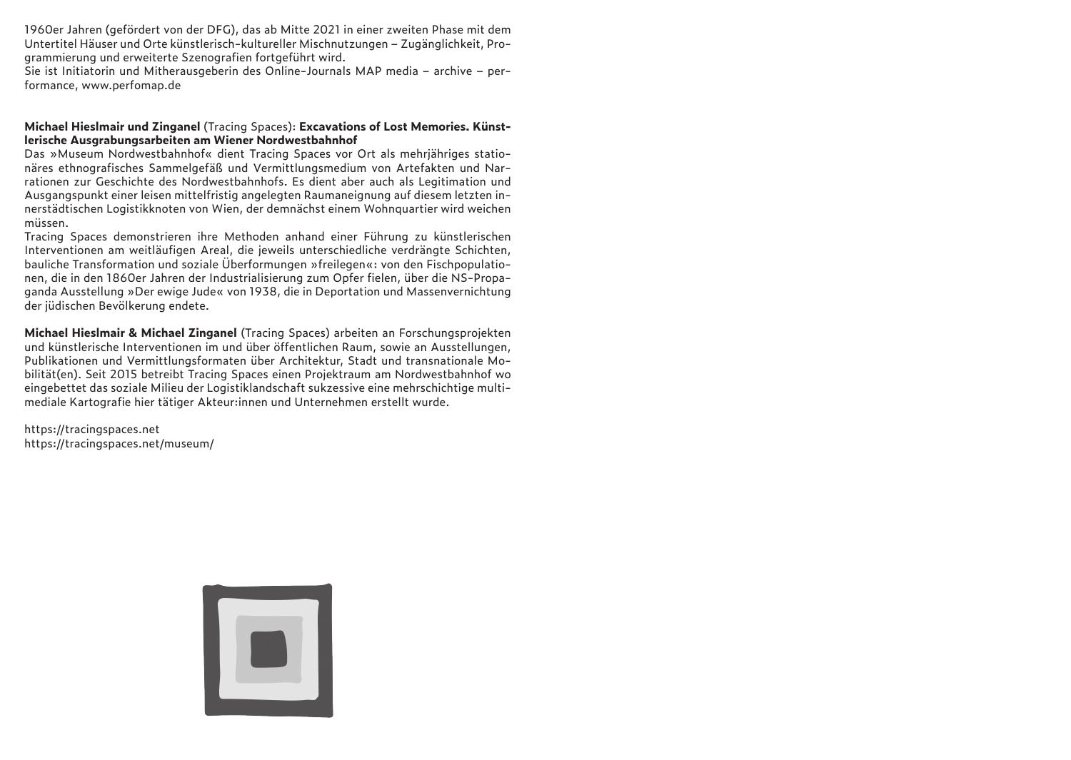1960er Jahren (gefördert von der DFG), das ab Mitte 2021 in einer zweiten Phase mit dem Untertitel Häuser und Orte künstlerisch-kultureller Mischnutzungen – Zugänglichkeit, Programmierung und erweiterte Szenografien fortgeführt wird.
Sie ist Initiatorin und Mitherausgeberin des Online-Journals MAP media – archive – performance, www.perfomap.de

**Michael Hieslmair und Zinganel** (Tracing Spaces): **Excavations of Lost Memories. Künstlerische Ausgrabungsarbeiten am Wiener Nordwestbahnhof**
Das »Museum Nordwestbahnhof« dient Tracing Spaces vor Ort als mehrjähriges stationäres ethnografisches Sammelgefäß und Vermittlungsmedium von Artefakten und Narrationen zur Geschichte des Nordwestbahnhofs. Es dient aber auch als Legitimation und Ausgangspunkt einer leisen mittelfristig angelegten Raumaneignung auf diesem letzten innerstädtischen Logistikknoten von Wien, der demnächst einem Wohnquartier wird weichen müssen.
Tracing Spaces demonstrieren ihre Methoden anhand einer Führung zu künstlerischen Interventionen am weitläufigen Areal, die jeweils unterschiedliche verdrängte Schichten, bauliche Transformation und soziale Überformungen »freilegen«: von den Fischpopulationen, die in den 1860er Jahren der Industrialisierung zum Opfer fielen, über die NS-Propaganda Ausstellung »Der ewige Jude« von 1938, die in Deportation und Massenvernichtung der jüdischen Bevölkerung endete.

**Michael Hieslmair & Michael Zinganel** (Tracing Spaces) arbeiten an Forschungsprojekten und künstlerische Interventionen im und über öffentlichen Raum, sowie an Ausstellungen, Publikationen und Vermittlungsformaten über Architektur, Stadt und transnationale Mobilität(en). Seit 2015 betreibt Tracing Spaces einen Projektraum am Nordwestbahnhof wo eingebettet das soziale Milieu der Logistiklandschaft sukzessive eine mehrschichtige multimediale Kartografie hier tätiger Akteur:innen und Unternehmen erstellt wurde.

https://tracingspaces.net
https://tracingspaces.net/museum/